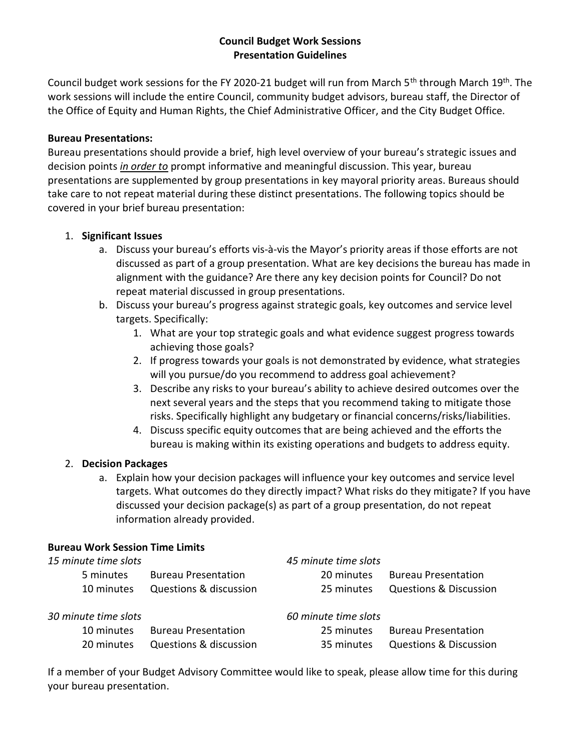# Council Budget Work Sessions
## Presentation Guidelines

Council budget work sessions for the FY 2020-21 budget will run from March 5th through March 19th. The work sessions will include the entire Council, community budget advisors, bureau staff, the Director of the Office of Equity and Human Rights, the Chief Administrative Officer, and the City Budget Office.

**Bureau Presentations:**

Bureau presentations should provide a brief, high level overview of your bureau's strategic issues and decision points *in order to* prompt informative and meaningful discussion. This year, bureau presentations are supplemented by group presentations in key mayoral priority areas. Bureaus should take care to not repeat material during these distinct presentations. The following topics should be covered in your brief bureau presentation:

1. **Significant Issues**
   a. Discuss your bureau's efforts vis-à-vis the Mayor's priority areas if those efforts are not discussed as part of a group presentation. What are key decisions the bureau has made in alignment with the guidance? Are there any key decision points for Council? Do not repeat material discussed in group presentations.
   b. Discuss your bureau's progress against strategic goals, key outcomes and service level targets. Specifically:
      1. What are your top strategic goals and what evidence suggest progress towards achieving those goals?
      2. If progress towards your goals is not demonstrated by evidence, what strategies will you pursue/do you recommend to address goal achievement?
      3. Describe any risks to your bureau's ability to achieve desired outcomes over the next several years and the steps that you recommend taking to mitigate those risks. Specifically highlight any budgetary or financial concerns/risks/liabilities.
      4. Discuss specific equity outcomes that are being achieved and the efforts the bureau is making within its existing operations and budgets to address equity.

2. **Decision Packages**
   a. Explain how your decision packages will influence your key outcomes and service level targets. What outcomes do they directly impact? What risks do they mitigate? If you have discussed your decision package(s) as part of a group presentation, do not repeat information already provided.

**Bureau Work Session Time Limits**

*15 minute time slots*

| | |
|---|---|
| 5 minutes | Bureau Presentation |
| 10 minutes | Questions & discussion |

*30 minute time slots*

| | |
|---|---|
| 10 minutes | Bureau Presentation |
| 20 minutes | Questions & discussion |

*45 minute time slots*

| | |
|---|---|
| 20 minutes | Bureau Presentation |
| 25 minutes | Questions & Discussion |

*60 minute time slots*

| | |
|---|---|
| 25 minutes | Bureau Presentation |
| 35 minutes | Questions & Discussion |

If a member of your Budget Advisory Committee would like to speak, please allow time for this during your bureau presentation.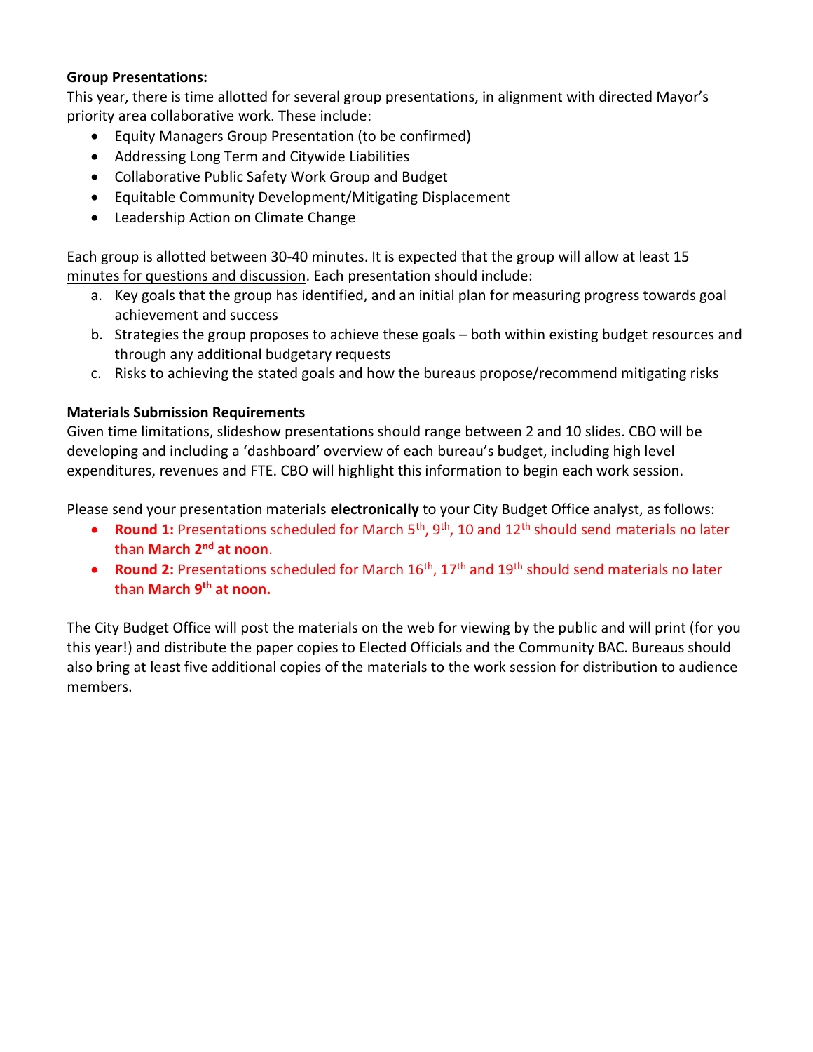**Group Presentations:**

This year, there is time allotted for several group presentations, in alignment with directed Mayor's priority area collaborative work. These include:

- Equity Managers Group Presentation (to be confirmed)
- Addressing Long Term and Citywide Liabilities
- Collaborative Public Safety Work Group and Budget
- Equitable Community Development/Mitigating Displacement
- Leadership Action on Climate Change

Each group is allotted between 30-40 minutes. It is expected that the group will allow at least 15 minutes for questions and discussion. Each presentation should include:

a. Key goals that the group has identified, and an initial plan for measuring progress towards goal achievement and success
b. Strategies the group proposes to achieve these goals – both within existing budget resources and through any additional budgetary requests
c. Risks to achieving the stated goals and how the bureaus propose/recommend mitigating risks

**Materials Submission Requirements**

Given time limitations, slideshow presentations should range between 2 and 10 slides. CBO will be developing and including a 'dashboard' overview of each bureau's budget, including high level expenditures, revenues and FTE. CBO will highlight this information to begin each work session.

Please send your presentation materials **electronically** to your City Budget Office analyst, as follows:

- **Round 1:** Presentations scheduled for March 5th, 9th, 10 and 12th should send materials no later than **March 2nd at noon**.
- **Round 2:** Presentations scheduled for March 16th, 17th and 19th should send materials no later than **March 9th at noon.**

The City Budget Office will post the materials on the web for viewing by the public and will print (for you this year!) and distribute the paper copies to Elected Officials and the Community BAC. Bureaus should also bring at least five additional copies of the materials to the work session for distribution to audience members.